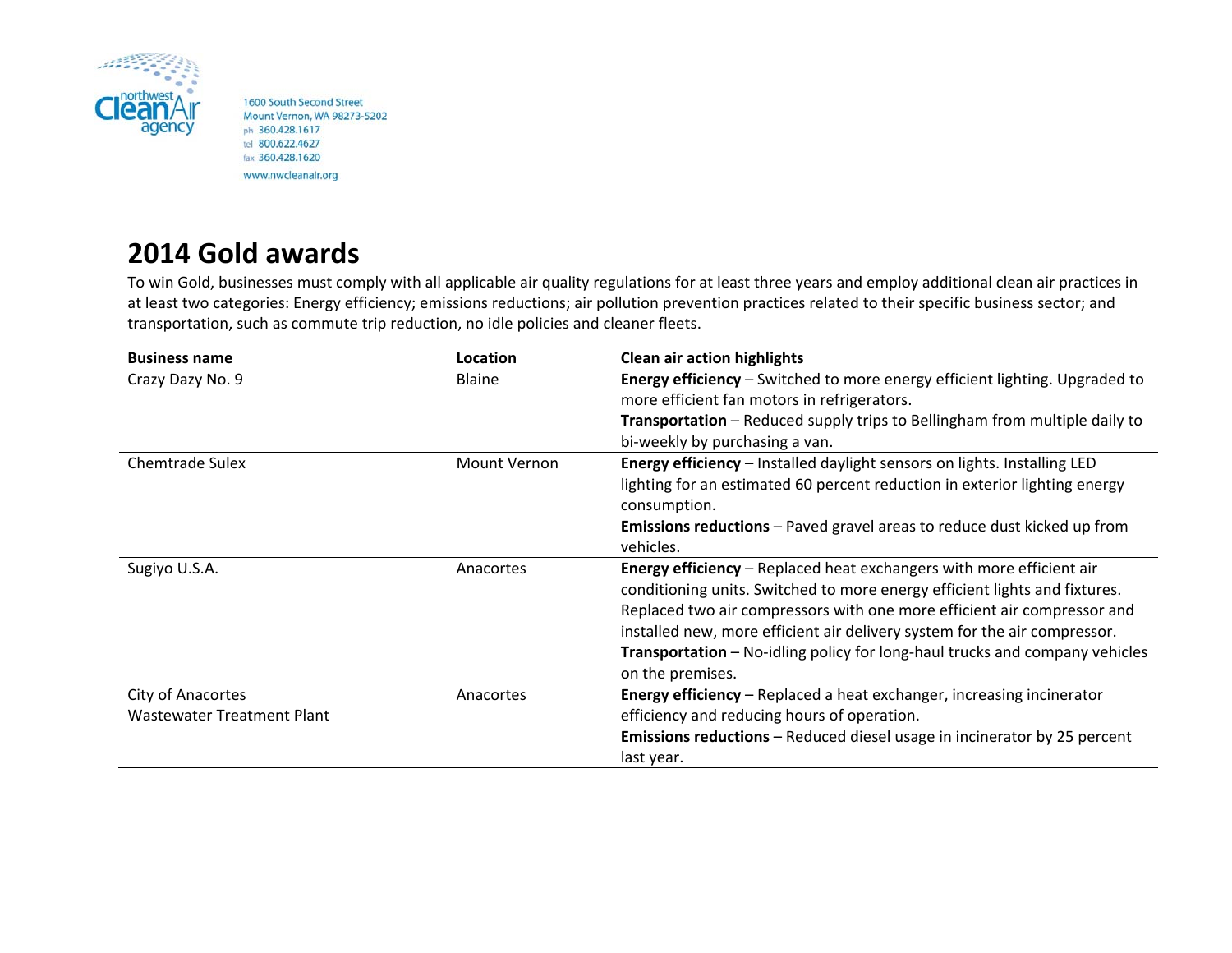northwest Clean Air agency

1600 South Second Street
Mount Vernon, WA 98273-5202
ph 360.428.1617
tel 800.622.4627
fax 360.428.1620
www.nwcleanair.org

# 2014 Gold awards

To win Gold, businesses must comply with all applicable air quality regulations for at least three years and employ additional clean air practices in at least two categories: Energy efficiency; emissions reductions; air pollution prevention practices related to their specific business sector; and transportation, such as commute trip reduction, no idle policies and cleaner fleets.

| Business name | Location | Clean air action highlights |
|---|---|---|
| Crazy Dazy No. 9 | Blaine | **Energy efficiency** – Switched to more energy efficient lighting. Upgraded to more efficient fan motors in refrigerators.<br>**Transportation** – Reduced supply trips to Bellingham from multiple daily to bi-weekly by purchasing a van. |
| Chemtrade Sulex | Mount Vernon | **Energy efficiency** – Installed daylight sensors on lights. Installing LED lighting for an estimated 60 percent reduction in exterior lighting energy consumption.<br>**Emissions reductions** – Paved gravel areas to reduce dust kicked up from vehicles. |
| Sugiyo U.S.A. | Anacortes | **Energy efficiency** – Replaced heat exchangers with more efficient air conditioning units. Switched to more energy efficient lights and fixtures. Replaced two air compressors with one more efficient air compressor and installed new, more efficient air delivery system for the air compressor.<br>**Transportation** – No-idling policy for long-haul trucks and company vehicles on the premises. |
| City of Anacortes Wastewater Treatment Plant | Anacortes | **Energy efficiency** – Replaced a heat exchanger, increasing incinerator efficiency and reducing hours of operation.<br>**Emissions reductions** – Reduced diesel usage in incinerator by 25 percent last year. |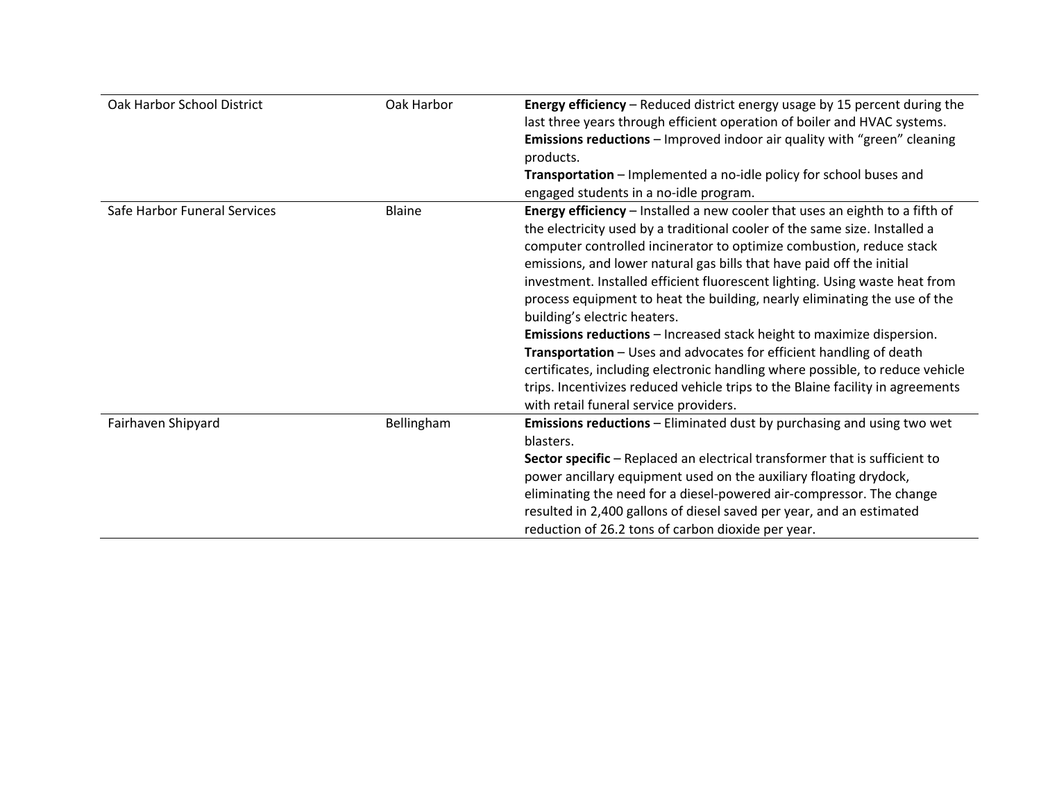| | | |
|---|---|---|
| Oak Harbor School District | Oak Harbor | **Energy efficiency** – Reduced district energy usage by 15 percent during the last three years through efficient operation of boiler and HVAC systems.<br>**Emissions reductions** – Improved indoor air quality with "green" cleaning products.<br>**Transportation** – Implemented a no-idle policy for school buses and engaged students in a no-idle program. |
| Safe Harbor Funeral Services | Blaine | **Energy efficiency** – Installed a new cooler that uses an eighth to a fifth of the electricity used by a traditional cooler of the same size. Installed a computer controlled incinerator to optimize combustion, reduce stack emissions, and lower natural gas bills that have paid off the initial investment. Installed efficient fluorescent lighting. Using waste heat from process equipment to heat the building, nearly eliminating the use of the building's electric heaters.<br>**Emissions reductions** – Increased stack height to maximize dispersion.<br>**Transportation** – Uses and advocates for efficient handling of death certificates, including electronic handling where possible, to reduce vehicle trips. Incentivizes reduced vehicle trips to the Blaine facility in agreements with retail funeral service providers. |
| Fairhaven Shipyard | Bellingham | **Emissions reductions** – Eliminated dust by purchasing and using two wet blasters.<br>**Sector specific** – Replaced an electrical transformer that is sufficient to power ancillary equipment used on the auxiliary floating drydock, eliminating the need for a diesel-powered air-compressor. The change resulted in 2,400 gallons of diesel saved per year, and an estimated reduction of 26.2 tons of carbon dioxide per year. |